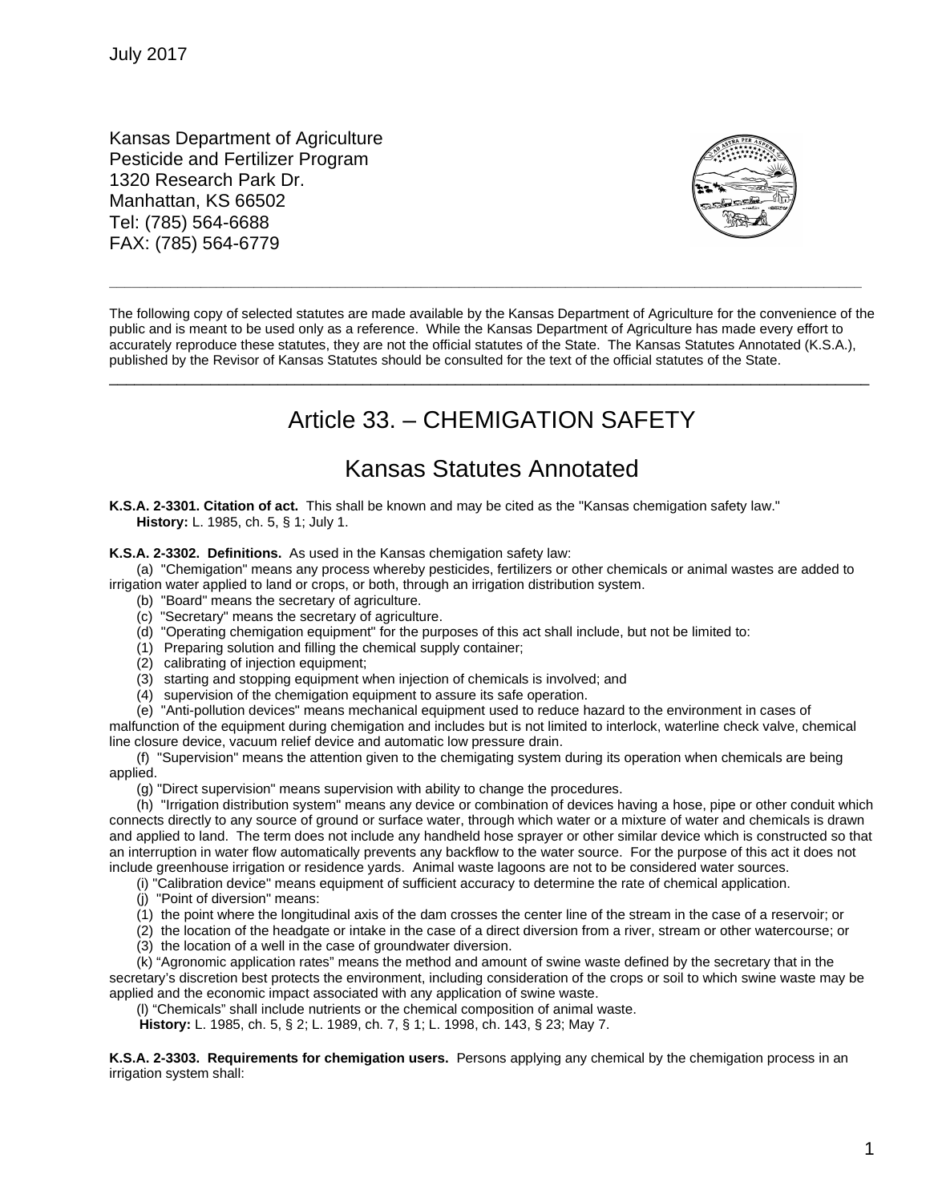July 2017

Kansas Department of Agriculture
Pesticide and Fertilizer Program
1320 Research Park Dr.
Manhattan, KS 66502
Tel: (785) 564-6688
FAX: (785) 564-6779

---

The following copy of selected statutes are made available by the Kansas Department of Agriculture for the convenience of the public and is meant to be used only as a reference. While the Kansas Department of Agriculture has made every effort to accurately reproduce these statutes, they are not the official statutes of the State. The Kansas Statutes Annotated (K.S.A.), published by the Revisor of Kansas Statutes should be consulted for the text of the official statutes of the State.

---

# Article 33. – CHEMIGATION SAFETY

## Kansas Statutes Annotated

**K.S.A. 2-3301. Citation of act.** This shall be known and may be cited as the "Kansas chemigation safety law."
**History:** L. 1985, ch. 5, § 1; July 1.

**K.S.A. 2-3302. Definitions.** As used in the Kansas chemigation safety law:

(a) "Chemigation" means any process whereby pesticides, fertilizers or other chemicals or animal wastes are added to irrigation water applied to land or crops, or both, through an irrigation distribution system.

(b) "Board" means the secretary of agriculture.

(c) "Secretary" means the secretary of agriculture.

(d) "Operating chemigation equipment" for the purposes of this act shall include, but not be limited to:

(1) Preparing solution and filling the chemical supply container;

(2) calibrating of injection equipment;

(3) starting and stopping equipment when injection of chemicals is involved; and

(4) supervision of the chemigation equipment to assure its safe operation.

(e) "Anti-pollution devices" means mechanical equipment used to reduce hazard to the environment in cases of malfunction of the equipment during chemigation and includes but is not limited to interlock, waterline check valve, chemical line closure device, vacuum relief device and automatic low pressure drain.

(f) "Supervision" means the attention given to the chemigating system during its operation when chemicals are being applied.

(g) "Direct supervision" means supervision with ability to change the procedures.

(h) "Irrigation distribution system" means any device or combination of devices having a hose, pipe or other conduit which connects directly to any source of ground or surface water, through which water or a mixture of water and chemicals is drawn and applied to land. The term does not include any handheld hose sprayer or other similar device which is constructed so that an interruption in water flow automatically prevents any backflow to the water source. For the purpose of this act it does not include greenhouse irrigation or residence yards. Animal waste lagoons are not to be considered water sources.

(i) "Calibration device" means equipment of sufficient accuracy to determine the rate of chemical application.

(j) "Point of diversion" means:

(1) the point where the longitudinal axis of the dam crosses the center line of the stream in the case of a reservoir; or

(2) the location of the headgate or intake in the case of a direct diversion from a river, stream or other watercourse; or

(3) the location of a well in the case of groundwater diversion.

(k) "Agronomic application rates" means the method and amount of swine waste defined by the secretary that in the secretary's discretion best protects the environment, including consideration of the crops or soil to which swine waste may be applied and the economic impact associated with any application of swine waste.

(l) "Chemicals" shall include nutrients or the chemical composition of animal waste.

**History:** L. 1985, ch. 5, § 2; L. 1989, ch. 7, § 1; L. 1998, ch. 143, § 23; May 7.

**K.S.A. 2-3303. Requirements for chemigation users.** Persons applying any chemical by the chemigation process in an irrigation system shall: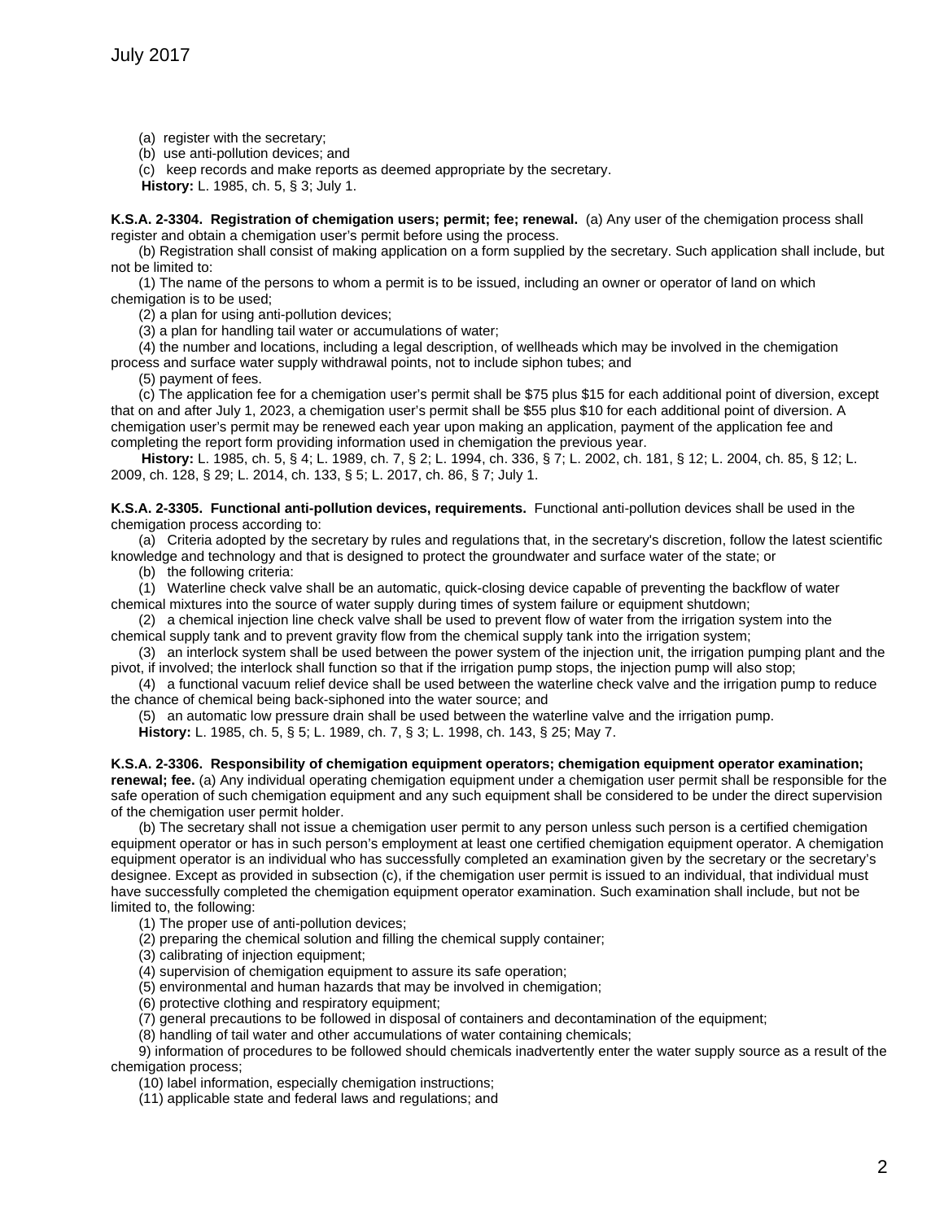(a) register with the secretary;

(b) use anti-pollution devices; and

(c) keep records and make reports as deemed appropriate by the secretary.

**History:** L. 1985, ch. 5, § 3; July 1.

**K.S.A. 2-3304. Registration of chemigation users; permit; fee; renewal.** (a) Any user of the chemigation process shall register and obtain a chemigation user's permit before using the process.

(b) Registration shall consist of making application on a form supplied by the secretary. Such application shall include, but not be limited to:

(1) The name of the persons to whom a permit is to be issued, including an owner or operator of land on which chemigation is to be used;

(2) a plan for using anti-pollution devices;

(3) a plan for handling tail water or accumulations of water;

(4) the number and locations, including a legal description, of wellheads which may be involved in the chemigation process and surface water supply withdrawal points, not to include siphon tubes; and

(5) payment of fees.

(c) The application fee for a chemigation user's permit shall be $75 plus $15 for each additional point of diversion, except that on and after July 1, 2023, a chemigation user's permit shall be $55 plus $10 for each additional point of diversion. A chemigation user's permit may be renewed each year upon making an application, payment of the application fee and completing the report form providing information used in chemigation the previous year.

**History:** L. 1985, ch. 5, § 4; L. 1989, ch. 7, § 2; L. 1994, ch. 336, § 7; L. 2002, ch. 181, § 12; L. 2004, ch. 85, § 12; L. 2009, ch. 128, § 29; L. 2014, ch. 133, § 5; L. 2017, ch. 86, § 7; July 1.

**K.S.A. 2-3305. Functional anti-pollution devices, requirements.** Functional anti-pollution devices shall be used in the chemigation process according to:

(a) Criteria adopted by the secretary by rules and regulations that, in the secretary's discretion, follow the latest scientific knowledge and technology and that is designed to protect the groundwater and surface water of the state; or

(b) the following criteria:

(1) Waterline check valve shall be an automatic, quick-closing device capable of preventing the backflow of water chemical mixtures into the source of water supply during times of system failure or equipment shutdown;

(2) a chemical injection line check valve shall be used to prevent flow of water from the irrigation system into the chemical supply tank and to prevent gravity flow from the chemical supply tank into the irrigation system;

(3) an interlock system shall be used between the power system of the injection unit, the irrigation pumping plant and the pivot, if involved; the interlock shall function so that if the irrigation pump stops, the injection pump will also stop;

(4) a functional vacuum relief device shall be used between the waterline check valve and the irrigation pump to reduce the chance of chemical being back-siphoned into the water source; and

(5) an automatic low pressure drain shall be used between the waterline valve and the irrigation pump.

**History:** L. 1985, ch. 5, § 5; L. 1989, ch. 7, § 3; L. 1998, ch. 143, § 25; May 7.

**K.S.A. 2-3306. Responsibility of chemigation equipment operators; chemigation equipment operator examination; renewal; fee.** (a) Any individual operating chemigation equipment under a chemigation user permit shall be responsible for the safe operation of such chemigation equipment and any such equipment shall be considered to be under the direct supervision of the chemigation user permit holder.

(b) The secretary shall not issue a chemigation user permit to any person unless such person is a certified chemigation equipment operator or has in such person's employment at least one certified chemigation equipment operator. A chemigation equipment operator is an individual who has successfully completed an examination given by the secretary or the secretary's designee. Except as provided in subsection (c), if the chemigation user permit is issued to an individual, that individual must have successfully completed the chemigation equipment operator examination. Such examination shall include, but not be limited to, the following:

(1) The proper use of anti-pollution devices;

(2) preparing the chemical solution and filling the chemical supply container;

(3) calibrating of injection equipment;

(4) supervision of chemigation equipment to assure its safe operation;

(5) environmental and human hazards that may be involved in chemigation;

(6) protective clothing and respiratory equipment;

(7) general precautions to be followed in disposal of containers and decontamination of the equipment;

(8) handling of tail water and other accumulations of water containing chemicals;

9) information of procedures to be followed should chemicals inadvertently enter the water supply source as a result of the chemigation process;

(10) label information, especially chemigation instructions;

(11) applicable state and federal laws and regulations; and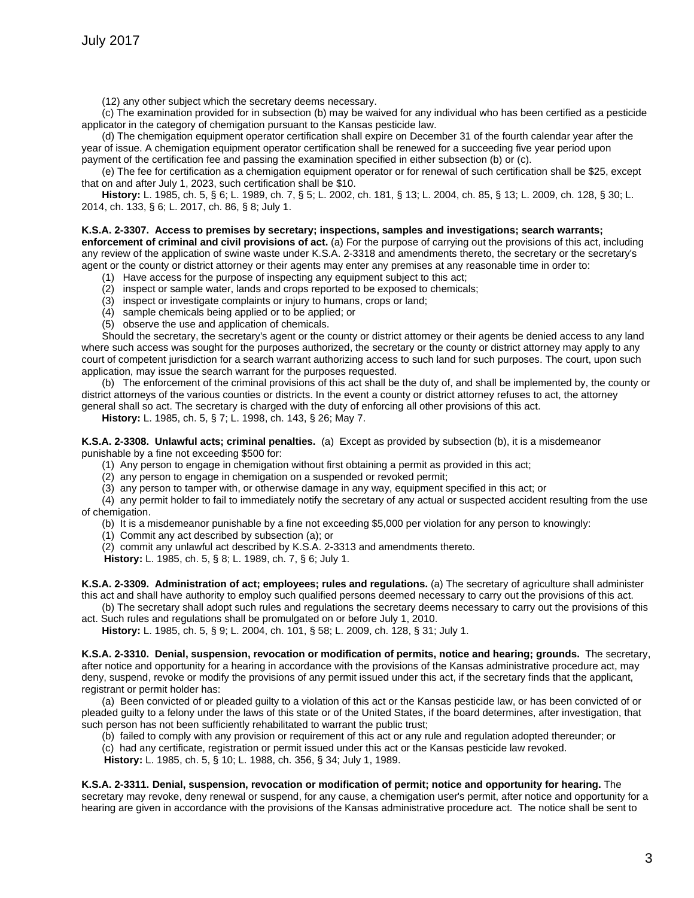(12) any other subject which the secretary deems necessary.

(c) The examination provided for in subsection (b) may be waived for any individual who has been certified as a pesticide applicator in the category of chemigation pursuant to the Kansas pesticide law.

(d) The chemigation equipment operator certification shall expire on December 31 of the fourth calendar year after the year of issue. A chemigation equipment operator certification shall be renewed for a succeeding five year period upon payment of the certification fee and passing the examination specified in either subsection (b) or (c).

(e) The fee for certification as a chemigation equipment operator or for renewal of such certification shall be $25, except that on and after July 1, 2023, such certification shall be $10.

**History:** L. 1985, ch. 5, § 6; L. 1989, ch. 7, § 5; L. 2002, ch. 181, § 13; L. 2004, ch. 85, § 13; L. 2009, ch. 128, § 30; L. 2014, ch. 133, § 6; L. 2017, ch. 86, § 8; July 1.

**K.S.A. 2-3307. Access to premises by secretary; inspections, samples and investigations; search warrants; enforcement of criminal and civil provisions of act.** (a) For the purpose of carrying out the provisions of this act, including any review of the application of swine waste under K.S.A. 2-3318 and amendments thereto, the secretary or the secretary's agent or the county or district attorney or their agents may enter any premises at any reasonable time in order to:

(1) Have access for the purpose of inspecting any equipment subject to this act;
(2) inspect or sample water, lands and crops reported to be exposed to chemicals;
(3) inspect or investigate complaints or injury to humans, crops or land;
(4) sample chemicals being applied or to be applied; or
(5) observe the use and application of chemicals.

Should the secretary, the secretary's agent or the county or district attorney or their agents be denied access to any land where such access was sought for the purposes authorized, the secretary or the county or district attorney may apply to any court of competent jurisdiction for a search warrant authorizing access to such land for such purposes. The court, upon such application, may issue the search warrant for the purposes requested.

(b) The enforcement of the criminal provisions of this act shall be the duty of, and shall be implemented by, the county or district attorneys of the various counties or districts. In the event a county or district attorney refuses to act, the attorney general shall so act. The secretary is charged with the duty of enforcing all other provisions of this act.

**History:** L. 1985, ch. 5, § 7; L. 1998, ch. 143, § 26; May 7.

**K.S.A. 2-3308. Unlawful acts; criminal penalties.** (a) Except as provided by subsection (b), it is a misdemeanor punishable by a fine not exceeding $500 for:

(1) Any person to engage in chemigation without first obtaining a permit as provided in this act;
(2) any person to engage in chemigation on a suspended or revoked permit;
(3) any person to tamper with, or otherwise damage in any way, equipment specified in this act; or
(4) any permit holder to fail to immediately notify the secretary of any actual or suspected accident resulting from the use of chemigation.

(b) It is a misdemeanor punishable by a fine not exceeding $5,000 per violation for any person to knowingly:

(1) Commit any act described by subsection (a); or
(2) commit any unlawful act described by K.S.A. 2-3313 and amendments thereto.

**History:** L. 1985, ch. 5, § 8; L. 1989, ch. 7, § 6; July 1.

**K.S.A. 2-3309. Administration of act; employees; rules and regulations.** (a) The secretary of agriculture shall administer this act and shall have authority to employ such qualified persons deemed necessary to carry out the provisions of this act.

(b) The secretary shall adopt such rules and regulations the secretary deems necessary to carry out the provisions of this act. Such rules and regulations shall be promulgated on or before July 1, 2010.

**History:** L. 1985, ch. 5, § 9; L. 2004, ch. 101, § 58; L. 2009, ch. 128, § 31; July 1.

**K.S.A. 2-3310. Denial, suspension, revocation or modification of permits, notice and hearing; grounds.** The secretary, after notice and opportunity for a hearing in accordance with the provisions of the Kansas administrative procedure act, may deny, suspend, revoke or modify the provisions of any permit issued under this act, if the secretary finds that the applicant, registrant or permit holder has:

(a) Been convicted of or pleaded guilty to a violation of this act or the Kansas pesticide law, or has been convicted of or pleaded guilty to a felony under the laws of this state or of the United States, if the board determines, after investigation, that such person has not been sufficiently rehabilitated to warrant the public trust;

(b) failed to comply with any provision or requirement of this act or any rule and regulation adopted thereunder; or

(c) had any certificate, registration or permit issued under this act or the Kansas pesticide law revoked.

**History:** L. 1985, ch. 5, § 10; L. 1988, ch. 356, § 34; July 1, 1989.

**K.S.A. 2-3311. Denial, suspension, revocation or modification of permit; notice and opportunity for hearing.** The secretary may revoke, deny renewal or suspend, for any cause, a chemigation user's permit, after notice and opportunity for a hearing are given in accordance with the provisions of the Kansas administrative procedure act. The notice shall be sent to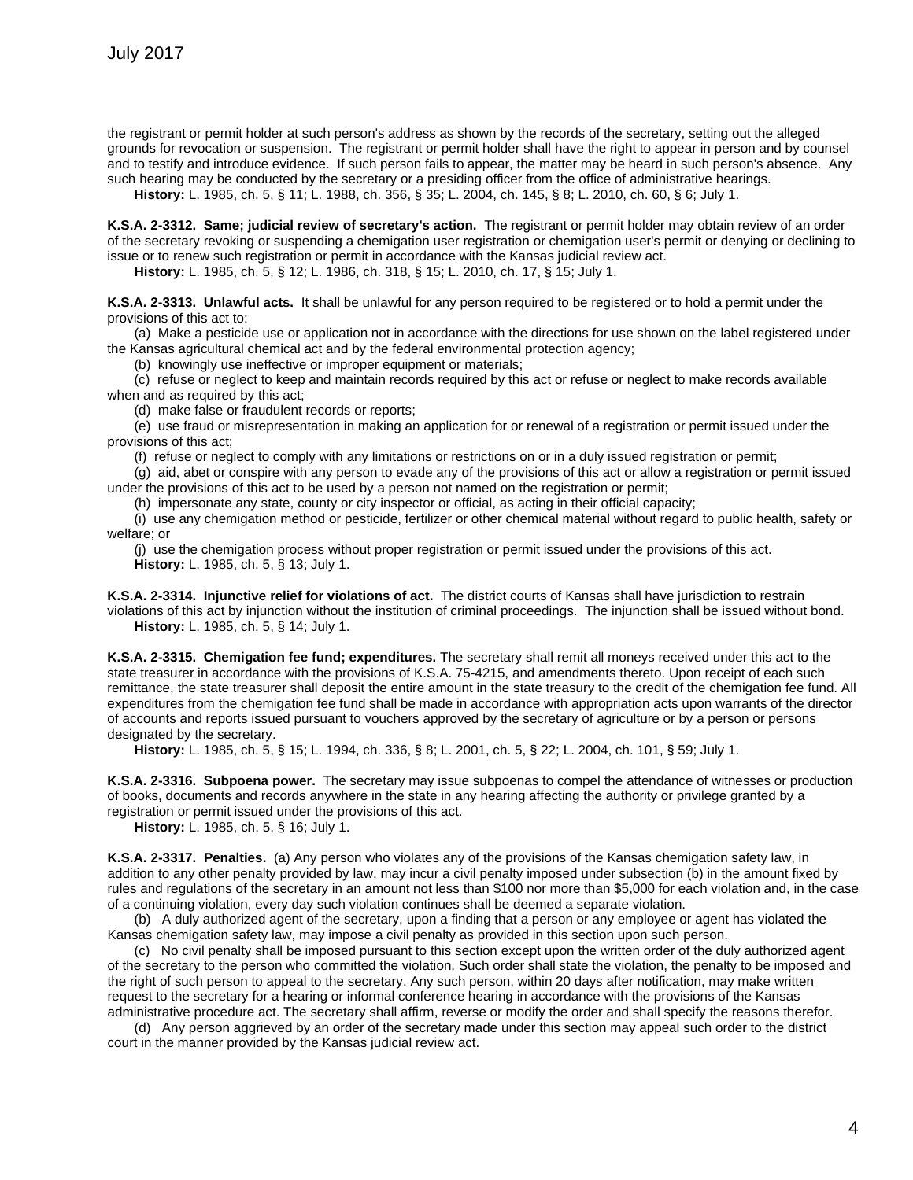the registrant or permit holder at such person's address as shown by the records of the secretary, setting out the alleged grounds for revocation or suspension. The registrant or permit holder shall have the right to appear in person and by counsel and to testify and introduce evidence. If such person fails to appear, the matter may be heard in such person's absence. Any such hearing may be conducted by the secretary or a presiding officer from the office of administrative hearings.

**History:** L. 1985, ch. 5, § 11; L. 1988, ch. 356, § 35; L. 2004, ch. 145, § 8; L. 2010, ch. 60, § 6; July 1.

**K.S.A. 2-3312. Same; judicial review of secretary's action.** The registrant or permit holder may obtain review of an order of the secretary revoking or suspending a chemigation user registration or chemigation user's permit or denying or declining to issue or to renew such registration or permit in accordance with the Kansas judicial review act.

**History:** L. 1985, ch. 5, § 12; L. 1986, ch. 318, § 15; L. 2010, ch. 17, § 15; July 1.

**K.S.A. 2-3313. Unlawful acts.** It shall be unlawful for any person required to be registered or to hold a permit under the provisions of this act to:

(a) Make a pesticide use or application not in accordance with the directions for use shown on the label registered under the Kansas agricultural chemical act and by the federal environmental protection agency;

(b) knowingly use ineffective or improper equipment or materials;

(c) refuse or neglect to keep and maintain records required by this act or refuse or neglect to make records available when and as required by this act;

(d) make false or fraudulent records or reports;

(e) use fraud or misrepresentation in making an application for or renewal of a registration or permit issued under the provisions of this act;

(f) refuse or neglect to comply with any limitations or restrictions on or in a duly issued registration or permit;

(g) aid, abet or conspire with any person to evade any of the provisions of this act or allow a registration or permit issued under the provisions of this act to be used by a person not named on the registration or permit;

(h) impersonate any state, county or city inspector or official, as acting in their official capacity;

(i) use any chemigation method or pesticide, fertilizer or other chemical material without regard to public health, safety or welfare; or

(j) use the chemigation process without proper registration or permit issued under the provisions of this act.

**History:** L. 1985, ch. 5, § 13; July 1.

**K.S.A. 2-3314. Injunctive relief for violations of act.** The district courts of Kansas shall have jurisdiction to restrain violations of this act by injunction without the institution of criminal proceedings. The injunction shall be issued without bond.

**History:** L. 1985, ch. 5, § 14; July 1.

**K.S.A. 2-3315. Chemigation fee fund; expenditures.** The secretary shall remit all moneys received under this act to the state treasurer in accordance with the provisions of K.S.A. 75-4215, and amendments thereto. Upon receipt of each such remittance, the state treasurer shall deposit the entire amount in the state treasury to the credit of the chemigation fee fund. All expenditures from the chemigation fee fund shall be made in accordance with appropriation acts upon warrants of the director of accounts and reports issued pursuant to vouchers approved by the secretary of agriculture or by a person or persons designated by the secretary.

**History:** L. 1985, ch. 5, § 15; L. 1994, ch. 336, § 8; L. 2001, ch. 5, § 22; L. 2004, ch. 101, § 59; July 1.

**K.S.A. 2-3316. Subpoena power.** The secretary may issue subpoenas to compel the attendance of witnesses or production of books, documents and records anywhere in the state in any hearing affecting the authority or privilege granted by a registration or permit issued under the provisions of this act.

**History:** L. 1985, ch. 5, § 16; July 1.

**K.S.A. 2-3317. Penalties.** (a) Any person who violates any of the provisions of the Kansas chemigation safety law, in addition to any other penalty provided by law, may incur a civil penalty imposed under subsection (b) in the amount fixed by rules and regulations of the secretary in an amount not less than $100 nor more than $5,000 for each violation and, in the case of a continuing violation, every day such violation continues shall be deemed a separate violation.

(b) A duly authorized agent of the secretary, upon a finding that a person or any employee or agent has violated the Kansas chemigation safety law, may impose a civil penalty as provided in this section upon such person.

(c) No civil penalty shall be imposed pursuant to this section except upon the written order of the duly authorized agent of the secretary to the person who committed the violation. Such order shall state the violation, the penalty to be imposed and the right of such person to appeal to the secretary. Any such person, within 20 days after notification, may make written request to the secretary for a hearing or informal conference hearing in accordance with the provisions of the Kansas administrative procedure act. The secretary shall affirm, reverse or modify the order and shall specify the reasons therefor.

(d) Any person aggrieved by an order of the secretary made under this section may appeal such order to the district court in the manner provided by the Kansas judicial review act.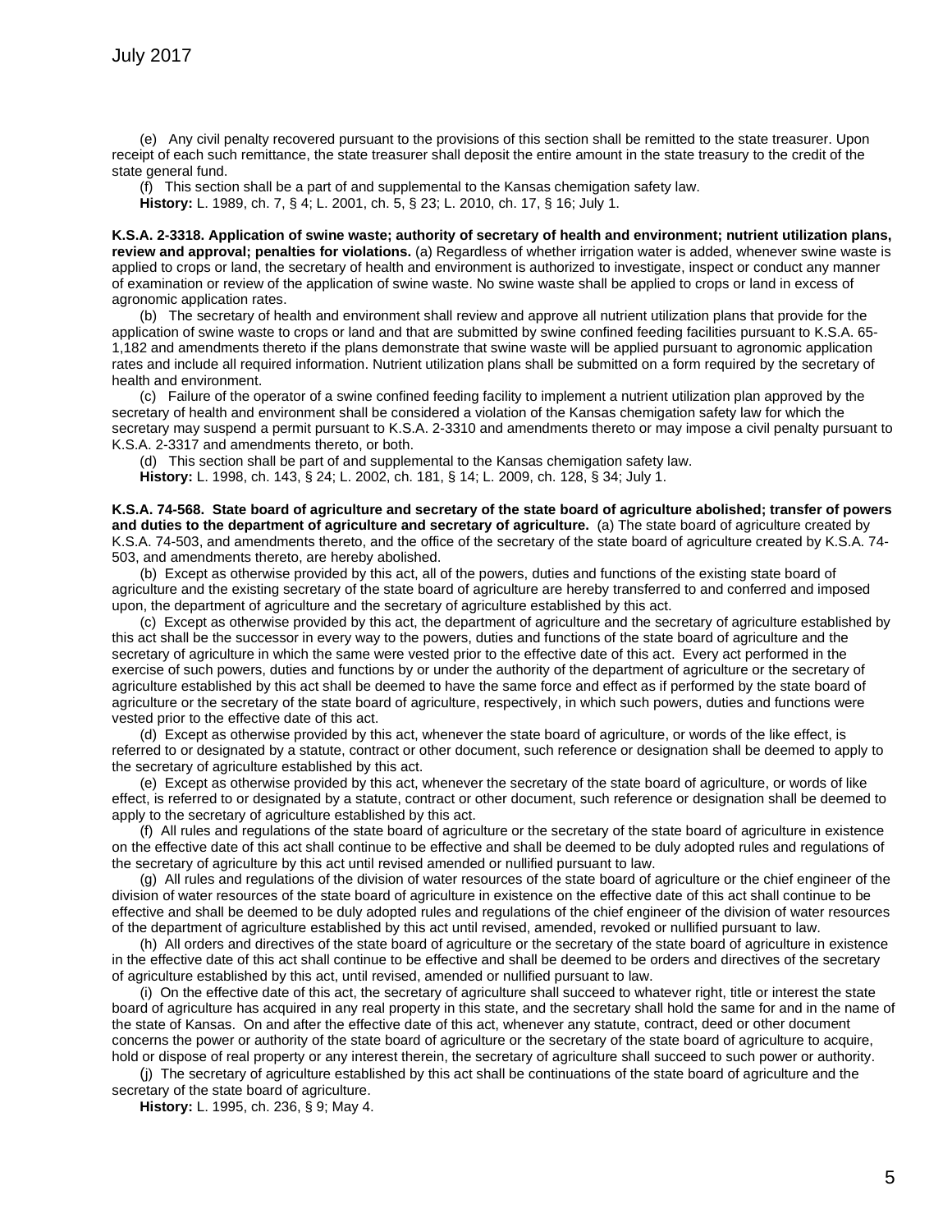(e) Any civil penalty recovered pursuant to the provisions of this section shall be remitted to the state treasurer. Upon receipt of each such remittance, the state treasurer shall deposit the entire amount in the state treasury to the credit of the state general fund.

(f) This section shall be a part of and supplemental to the Kansas chemigation safety law.

**History:** L. 1989, ch. 7, § 4; L. 2001, ch. 5, § 23; L. 2010, ch. 17, § 16; July 1.

**K.S.A. 2-3318. Application of swine waste; authority of secretary of health and environment; nutrient utilization plans, review and approval; penalties for violations.** (a) Regardless of whether irrigation water is added, whenever swine waste is applied to crops or land, the secretary of health and environment is authorized to investigate, inspect or conduct any manner of examination or review of the application of swine waste. No swine waste shall be applied to crops or land in excess of agronomic application rates.

(b) The secretary of health and environment shall review and approve all nutrient utilization plans that provide for the application of swine waste to crops or land and that are submitted by swine confined feeding facilities pursuant to K.S.A. 65-1,182 and amendments thereto if the plans demonstrate that swine waste will be applied pursuant to agronomic application rates and include all required information. Nutrient utilization plans shall be submitted on a form required by the secretary of health and environment.

(c) Failure of the operator of a swine confined feeding facility to implement a nutrient utilization plan approved by the secretary of health and environment shall be considered a violation of the Kansas chemigation safety law for which the secretary may suspend a permit pursuant to K.S.A. 2-3310 and amendments thereto or may impose a civil penalty pursuant to K.S.A. 2-3317 and amendments thereto, or both.

(d) This section shall be part of and supplemental to the Kansas chemigation safety law.

**History:** L. 1998, ch. 143, § 24; L. 2002, ch. 181, § 14; L. 2009, ch. 128, § 34; July 1.

**K.S.A. 74-568. State board of agriculture and secretary of the state board of agriculture abolished; transfer of powers and duties to the department of agriculture and secretary of agriculture.** (a) The state board of agriculture created by K.S.A. 74-503, and amendments thereto, and the office of the secretary of the state board of agriculture created by K.S.A. 74-503, and amendments thereto, are hereby abolished.

(b) Except as otherwise provided by this act, all of the powers, duties and functions of the existing state board of agriculture and the existing secretary of the state board of agriculture are hereby transferred to and conferred and imposed upon, the department of agriculture and the secretary of agriculture established by this act.

(c) Except as otherwise provided by this act, the department of agriculture and the secretary of agriculture established by this act shall be the successor in every way to the powers, duties and functions of the state board of agriculture and the secretary of agriculture in which the same were vested prior to the effective date of this act. Every act performed in the exercise of such powers, duties and functions by or under the authority of the department of agriculture or the secretary of agriculture established by this act shall be deemed to have the same force and effect as if performed by the state board of agriculture or the secretary of the state board of agriculture, respectively, in which such powers, duties and functions were vested prior to the effective date of this act.

(d) Except as otherwise provided by this act, whenever the state board of agriculture, or words of the like effect, is referred to or designated by a statute, contract or other document, such reference or designation shall be deemed to apply to the secretary of agriculture established by this act.

(e) Except as otherwise provided by this act, whenever the secretary of the state board of agriculture, or words of like effect, is referred to or designated by a statute, contract or other document, such reference or designation shall be deemed to apply to the secretary of agriculture established by this act.

(f) All rules and regulations of the state board of agriculture or the secretary of the state board of agriculture in existence on the effective date of this act shall continue to be effective and shall be deemed to be duly adopted rules and regulations of the secretary of agriculture by this act until revised amended or nullified pursuant to law.

(g) All rules and regulations of the division of water resources of the state board of agriculture or the chief engineer of the division of water resources of the state board of agriculture in existence on the effective date of this act shall continue to be effective and shall be deemed to be duly adopted rules and regulations of the chief engineer of the division of water resources of the department of agriculture established by this act until revised, amended, revoked or nullified pursuant to law.

(h) All orders and directives of the state board of agriculture or the secretary of the state board of agriculture in existence in the effective date of this act shall continue to be effective and shall be deemed to be orders and directives of the secretary of agriculture established by this act, until revised, amended or nullified pursuant to law.

(i) On the effective date of this act, the secretary of agriculture shall succeed to whatever right, title or interest the state board of agriculture has acquired in any real property in this state, and the secretary shall hold the same for and in the name of the state of Kansas. On and after the effective date of this act, whenever any statute, contract, deed or other document concerns the power or authority of the state board of agriculture or the secretary of the state board of agriculture to acquire, hold or dispose of real property or any interest therein, the secretary of agriculture shall succeed to such power or authority.

(j) The secretary of agriculture established by this act shall be continuations of the state board of agriculture and the secretary of the state board of agriculture.

**History:** L. 1995, ch. 236, § 9; May 4.